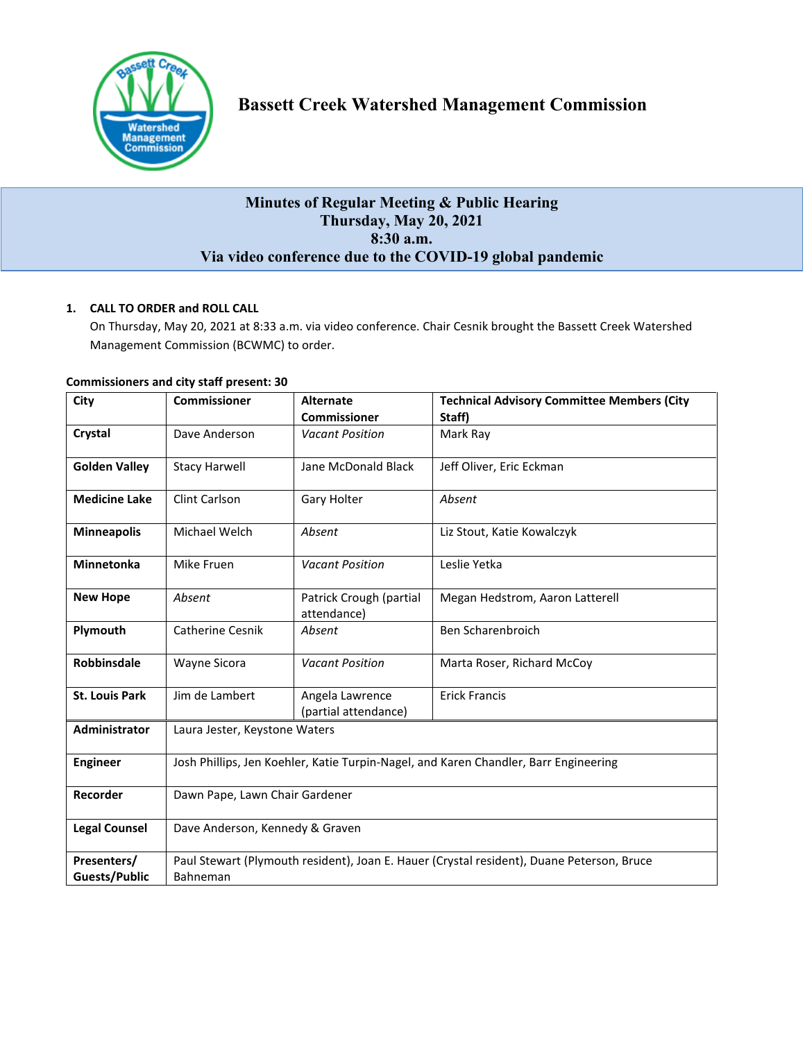# Bassett Creek Watershed Management Commission

## Minutes of Regular Meeting & Public Hearing
## Thursday, May 20, 2021
## 8:30 a.m.
## Via video conference due to the COVID-19 global pandemic

**1. CALL TO ORDER and ROLL CALL**

On Thursday, May 20, 2021 at 8:33 a.m. via video conference. Chair Cesnik brought the Bassett Creek Watershed Management Commission (BCWMC) to order.

**Commissioners and city staff present: 30**

| City | Commissioner | Alternate Commissioner | Technical Advisory Committee Members (City Staff) |
|---|---|---|---|
| **Crystal** | Dave Anderson | *Vacant Position* | Mark Ray |
| **Golden Valley** | Stacy Harwell | Jane McDonald Black | Jeff Oliver, Eric Eckman |
| **Medicine Lake** | Clint Carlson | Gary Holter | *Absent* |
| **Minneapolis** | Michael Welch | *Absent* | Liz Stout, Katie Kowalczyk |
| **Minnetonka** | Mike Fruen | *Vacant Position* | Leslie Yetka |
| **New Hope** | *Absent* | Patrick Crough (partial attendance) | Megan Hedstrom, Aaron Latterell |
| **Plymouth** | Catherine Cesnik | *Absent* | Ben Scharenbroich |
| **Robbinsdale** | Wayne Sicora | *Vacant Position* | Marta Roser, Richard McCoy |
| **St. Louis Park** | Jim de Lambert | Angela Lawrence (partial attendance) | Erick Francis |
| **Administrator** | Laura Jester, Keystone Waters | | |
| **Engineer** | Josh Phillips, Jen Koehler, Katie Turpin-Nagel, and Karen Chandler, Barr Engineering | | |
| **Recorder** | Dawn Pape, Lawn Chair Gardener | | |
| **Legal Counsel** | Dave Anderson, Kennedy & Graven | | |
| **Presenters/ Guests/Public** | Paul Stewart (Plymouth resident), Joan E. Hauer (Crystal resident), Duane Peterson, Bruce Bahneman | | |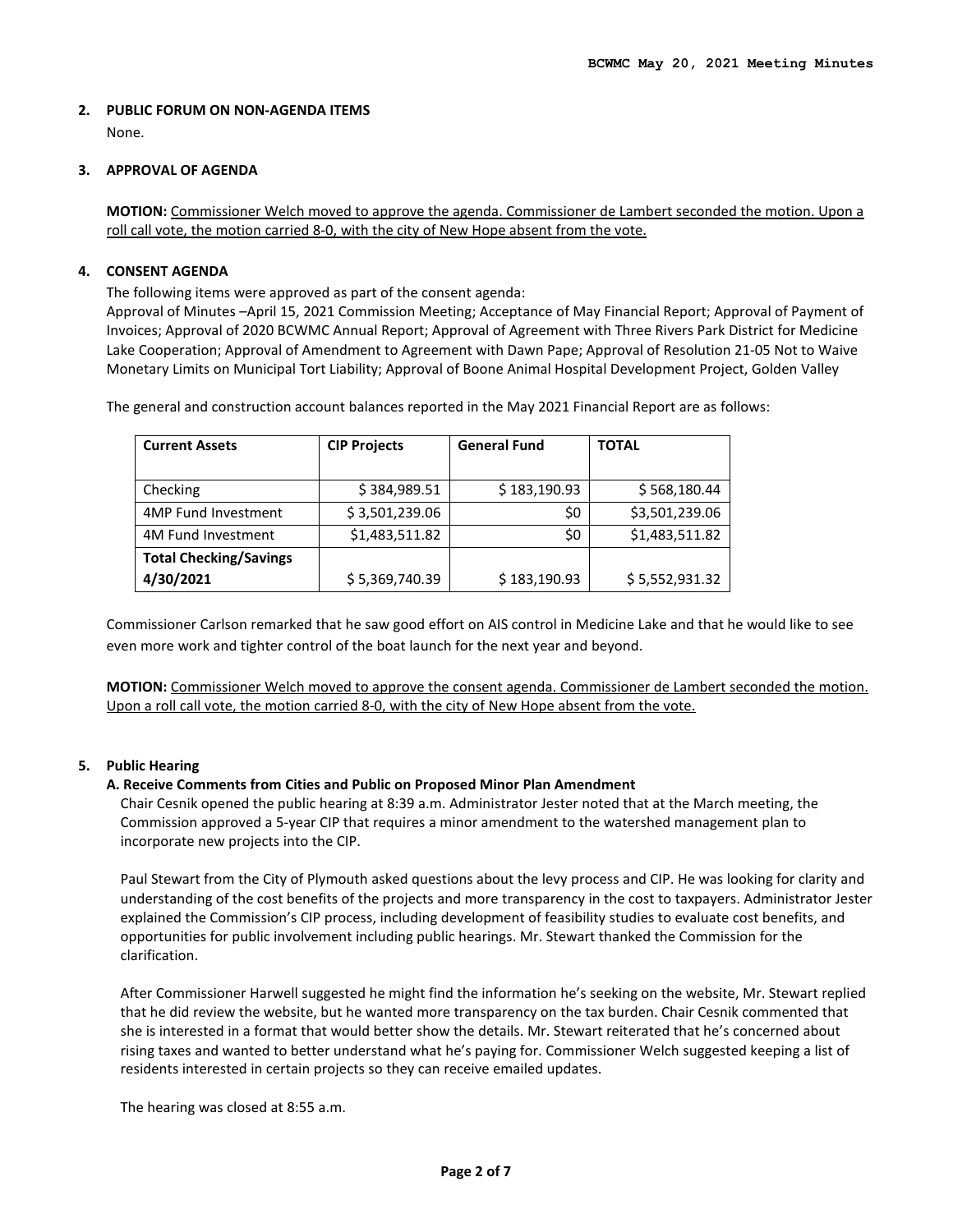## 2. PUBLIC FORUM ON NON-AGENDA ITEMS

None.

## 3. APPROVAL OF AGENDA

**MOTION:** Commissioner Welch moved to approve the agenda. Commissioner de Lambert seconded the motion. Upon a roll call vote, the motion carried 8-0, with the city of New Hope absent from the vote.

## 4. CONSENT AGENDA

The following items were approved as part of the consent agenda:

Approval of Minutes –April 15, 2021 Commission Meeting; Acceptance of May Financial Report; Approval of Payment of Invoices; Approval of 2020 BCWMC Annual Report; Approval of Agreement with Three Rivers Park District for Medicine Lake Cooperation; Approval of Amendment to Agreement with Dawn Pape; Approval of Resolution 21-05 Not to Waive Monetary Limits on Municipal Tort Liability; Approval of Boone Animal Hospital Development Project, Golden Valley

The general and construction account balances reported in the May 2021 Financial Report are as follows:

| Current Assets | CIP Projects | General Fund | TOTAL |
|---|---|---|---|
| Checking | $ 384,989.51 | $ 183,190.93 | $ 568,180.44 |
| 4MP Fund Investment | $ 3,501,239.06 | $0 | $3,501,239.06 |
| 4M Fund Investment | $1,483,511.82 | $0 | $1,483,511.82 |
| **Total Checking/Savings 4/30/2021** | $ 5,369,740.39 | $ 183,190.93 | $ 5,552,931.32 |

Commissioner Carlson remarked that he saw good effort on AIS control in Medicine Lake and that he would like to see even more work and tighter control of the boat launch for the next year and beyond.

**MOTION:** Commissioner Welch moved to approve the consent agenda. Commissioner de Lambert seconded the motion. Upon a roll call vote, the motion carried 8-0, with the city of New Hope absent from the vote.

## 5. Public Hearing

### A. Receive Comments from Cities and Public on Proposed Minor Plan Amendment

Chair Cesnik opened the public hearing at 8:39 a.m. Administrator Jester noted that at the March meeting, the Commission approved a 5-year CIP that requires a minor amendment to the watershed management plan to incorporate new projects into the CIP.

Paul Stewart from the City of Plymouth asked questions about the levy process and CIP. He was looking for clarity and understanding of the cost benefits of the projects and more transparency in the cost to taxpayers. Administrator Jester explained the Commission's CIP process, including development of feasibility studies to evaluate cost benefits, and opportunities for public involvement including public hearings. Mr. Stewart thanked the Commission for the clarification.

After Commissioner Harwell suggested he might find the information he's seeking on the website, Mr. Stewart replied that he did review the website, but he wanted more transparency on the tax burden. Chair Cesnik commented that she is interested in a format that would better show the details. Mr. Stewart reiterated that he's concerned about rising taxes and wanted to better understand what he's paying for. Commissioner Welch suggested keeping a list of residents interested in certain projects so they can receive emailed updates.

The hearing was closed at 8:55 a.m.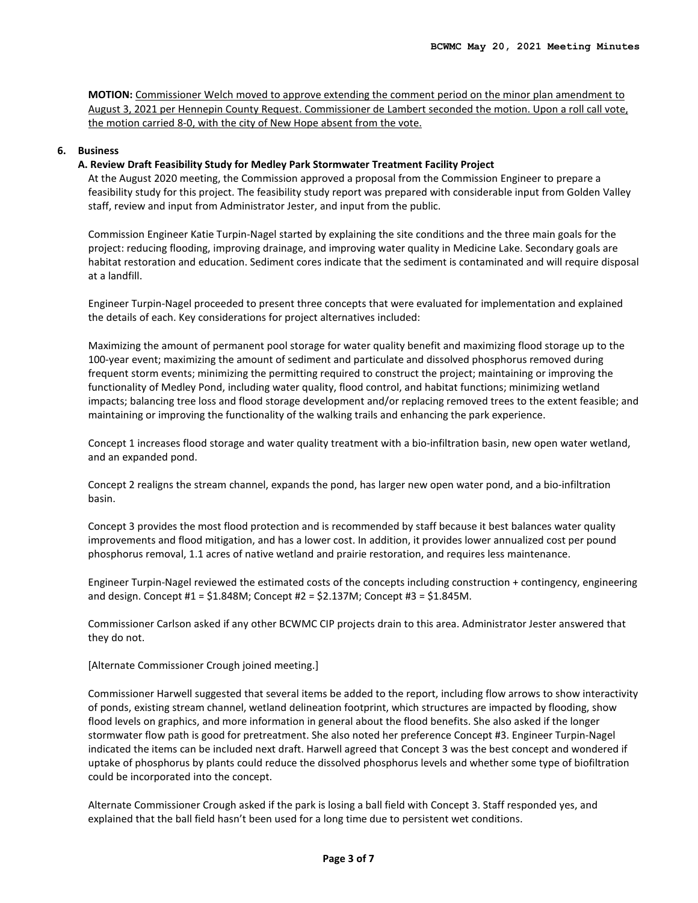**MOTION:** <u>Commissioner Welch moved to approve extending the comment period on the minor plan amendment to August 3, 2021 per Hennepin County Request. Commissioner de Lambert seconded the motion. Upon a roll call vote, the motion carried 8-0, with the city of New Hope absent from the vote.</u>

**6. Business**

**A. Review Draft Feasibility Study for Medley Park Stormwater Treatment Facility Project**

At the August 2020 meeting, the Commission approved a proposal from the Commission Engineer to prepare a feasibility study for this project. The feasibility study report was prepared with considerable input from Golden Valley staff, review and input from Administrator Jester, and input from the public.

Commission Engineer Katie Turpin-Nagel started by explaining the site conditions and the three main goals for the project: reducing flooding, improving drainage, and improving water quality in Medicine Lake. Secondary goals are habitat restoration and education. Sediment cores indicate that the sediment is contaminated and will require disposal at a landfill.

Engineer Turpin-Nagel proceeded to present three concepts that were evaluated for implementation and explained the details of each. Key considerations for project alternatives included:

Maximizing the amount of permanent pool storage for water quality benefit and maximizing flood storage up to the 100-year event; maximizing the amount of sediment and particulate and dissolved phosphorus removed during frequent storm events; minimizing the permitting required to construct the project; maintaining or improving the functionality of Medley Pond, including water quality, flood control, and habitat functions; minimizing wetland impacts; balancing tree loss and flood storage development and/or replacing removed trees to the extent feasible; and maintaining or improving the functionality of the walking trails and enhancing the park experience.

Concept 1 increases flood storage and water quality treatment with a bio-infiltration basin, new open water wetland, and an expanded pond.

Concept 2 realigns the stream channel, expands the pond, has larger new open water pond, and a bio-infiltration basin.

Concept 3 provides the most flood protection and is recommended by staff because it best balances water quality improvements and flood mitigation, and has a lower cost. In addition, it provides lower annualized cost per pound phosphorus removal, 1.1 acres of native wetland and prairie restoration, and requires less maintenance.

Engineer Turpin-Nagel reviewed the estimated costs of the concepts including construction + contingency, engineering and design. Concept #1 = $1.848M; Concept #2 = $2.137M; Concept #3 = $1.845M.

Commissioner Carlson asked if any other BCWMC CIP projects drain to this area. Administrator Jester answered that they do not.

[Alternate Commissioner Crough joined meeting.]

Commissioner Harwell suggested that several items be added to the report, including flow arrows to show interactivity of ponds, existing stream channel, wetland delineation footprint, which structures are impacted by flooding, show flood levels on graphics, and more information in general about the flood benefits. She also asked if the longer stormwater flow path is good for pretreatment. She also noted her preference Concept #3. Engineer Turpin-Nagel indicated the items can be included next draft. Harwell agreed that Concept 3 was the best concept and wondered if uptake of phosphorus by plants could reduce the dissolved phosphorus levels and whether some type of biofiltration could be incorporated into the concept.

Alternate Commissioner Crough asked if the park is losing a ball field with Concept 3. Staff responded yes, and explained that the ball field hasn't been used for a long time due to persistent wet conditions.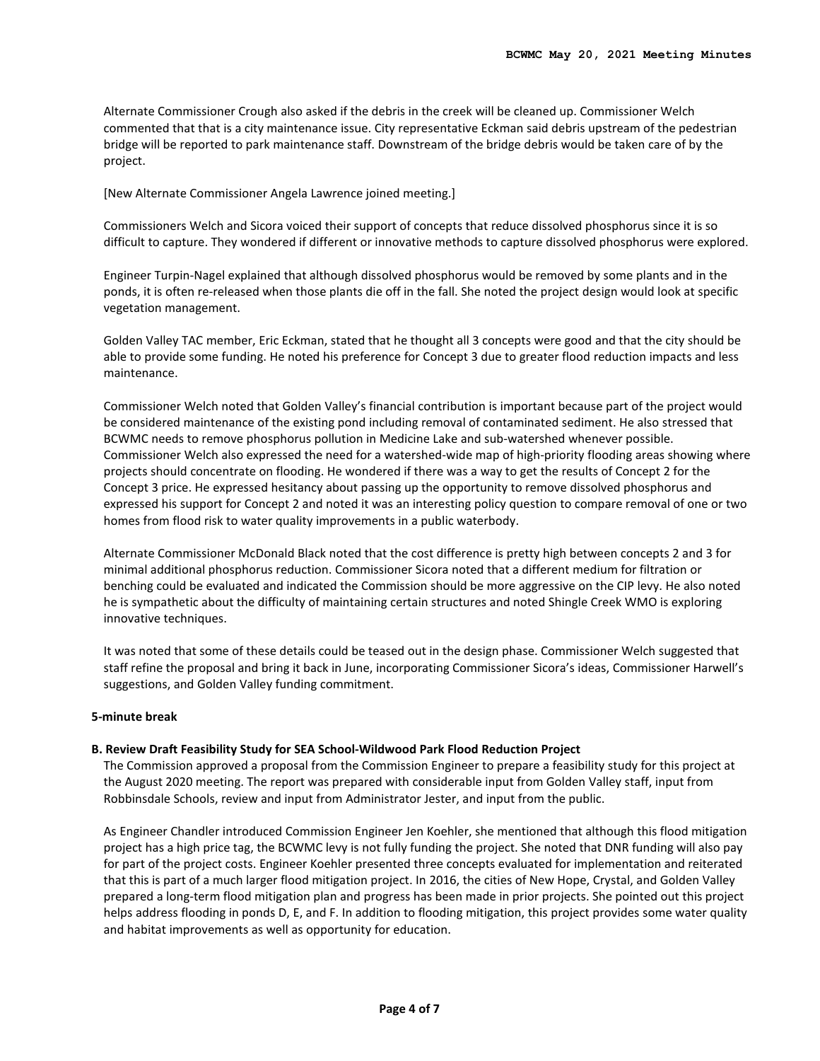Alternate Commissioner Crough also asked if the debris in the creek will be cleaned up. Commissioner Welch commented that that is a city maintenance issue. City representative Eckman said debris upstream of the pedestrian bridge will be reported to park maintenance staff. Downstream of the bridge debris would be taken care of by the project.

[New Alternate Commissioner Angela Lawrence joined meeting.]

Commissioners Welch and Sicora voiced their support of concepts that reduce dissolved phosphorus since it is so difficult to capture. They wondered if different or innovative methods to capture dissolved phosphorus were explored.

Engineer Turpin-Nagel explained that although dissolved phosphorus would be removed by some plants and in the ponds, it is often re-released when those plants die off in the fall. She noted the project design would look at specific vegetation management.

Golden Valley TAC member, Eric Eckman, stated that he thought all 3 concepts were good and that the city should be able to provide some funding. He noted his preference for Concept 3 due to greater flood reduction impacts and less maintenance.

Commissioner Welch noted that Golden Valley's financial contribution is important because part of the project would be considered maintenance of the existing pond including removal of contaminated sediment. He also stressed that BCWMC needs to remove phosphorus pollution in Medicine Lake and sub-watershed whenever possible. Commissioner Welch also expressed the need for a watershed-wide map of high-priority flooding areas showing where projects should concentrate on flooding. He wondered if there was a way to get the results of Concept 2 for the Concept 3 price. He expressed hesitancy about passing up the opportunity to remove dissolved phosphorus and expressed his support for Concept 2 and noted it was an interesting policy question to compare removal of one or two homes from flood risk to water quality improvements in a public waterbody.

Alternate Commissioner McDonald Black noted that the cost difference is pretty high between concepts 2 and 3 for minimal additional phosphorus reduction. Commissioner Sicora noted that a different medium for filtration or benching could be evaluated and indicated the Commission should be more aggressive on the CIP levy. He also noted he is sympathetic about the difficulty of maintaining certain structures and noted Shingle Creek WMO is exploring innovative techniques.

It was noted that some of these details could be teased out in the design phase. Commissioner Welch suggested that staff refine the proposal and bring it back in June, incorporating Commissioner Sicora's ideas, Commissioner Harwell's suggestions, and Golden Valley funding commitment.

**5-minute break**

**B. Review Draft Feasibility Study for SEA School-Wildwood Park Flood Reduction Project**

The Commission approved a proposal from the Commission Engineer to prepare a feasibility study for this project at the August 2020 meeting. The report was prepared with considerable input from Golden Valley staff, input from Robbinsdale Schools, review and input from Administrator Jester, and input from the public.

As Engineer Chandler introduced Commission Engineer Jen Koehler, she mentioned that although this flood mitigation project has a high price tag, the BCWMC levy is not fully funding the project. She noted that DNR funding will also pay for part of the project costs. Engineer Koehler presented three concepts evaluated for implementation and reiterated that this is part of a much larger flood mitigation project. In 2016, the cities of New Hope, Crystal, and Golden Valley prepared a long-term flood mitigation plan and progress has been made in prior projects. She pointed out this project helps address flooding in ponds D, E, and F. In addition to flooding mitigation, this project provides some water quality and habitat improvements as well as opportunity for education.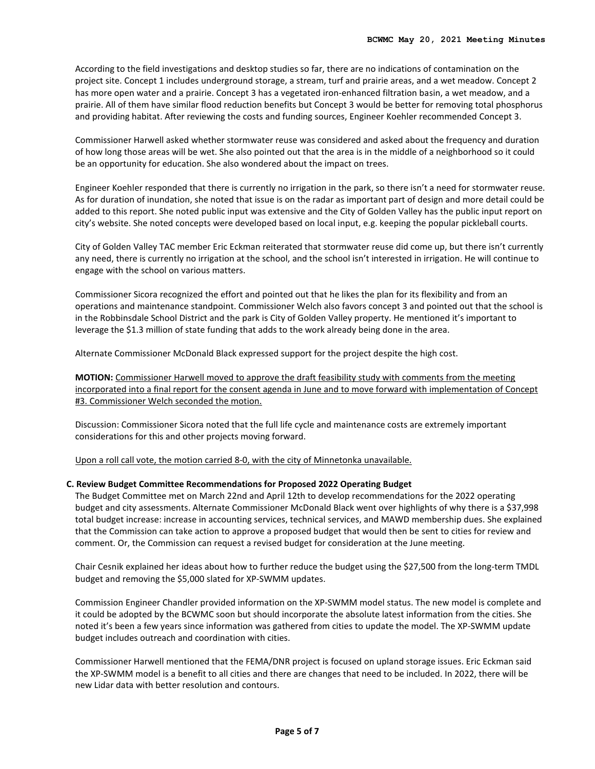According to the field investigations and desktop studies so far, there are no indications of contamination on the project site. Concept 1 includes underground storage, a stream, turf and prairie areas, and a wet meadow. Concept 2 has more open water and a prairie. Concept 3 has a vegetated iron-enhanced filtration basin, a wet meadow, and a prairie. All of them have similar flood reduction benefits but Concept 3 would be better for removing total phosphorus and providing habitat. After reviewing the costs and funding sources, Engineer Koehler recommended Concept 3.

Commissioner Harwell asked whether stormwater reuse was considered and asked about the frequency and duration of how long those areas will be wet. She also pointed out that the area is in the middle of a neighborhood so it could be an opportunity for education. She also wondered about the impact on trees.

Engineer Koehler responded that there is currently no irrigation in the park, so there isn't a need for stormwater reuse. As for duration of inundation, she noted that issue is on the radar as important part of design and more detail could be added to this report. She noted public input was extensive and the City of Golden Valley has the public input report on city's website. She noted concepts were developed based on local input, e.g. keeping the popular pickleball courts.

City of Golden Valley TAC member Eric Eckman reiterated that stormwater reuse did come up, but there isn't currently any need, there is currently no irrigation at the school, and the school isn't interested in irrigation. He will continue to engage with the school on various matters.

Commissioner Sicora recognized the effort and pointed out that he likes the plan for its flexibility and from an operations and maintenance standpoint. Commissioner Welch also favors concept 3 and pointed out that the school is in the Robbinsdale School District and the park is City of Golden Valley property. He mentioned it's important to leverage the $1.3 million of state funding that adds to the work already being done in the area.

Alternate Commissioner McDonald Black expressed support for the project despite the high cost.

**MOTION:** Commissioner Harwell moved to approve the draft feasibility study with comments from the meeting incorporated into a final report for the consent agenda in June and to move forward with implementation of Concept #3. Commissioner Welch seconded the motion.

Discussion: Commissioner Sicora noted that the full life cycle and maintenance costs are extremely important considerations for this and other projects moving forward.

Upon a roll call vote, the motion carried 8-0, with the city of Minnetonka unavailable.

**C. Review Budget Committee Recommendations for Proposed 2022 Operating Budget**

The Budget Committee met on March 22nd and April 12th to develop recommendations for the 2022 operating budget and city assessments. Alternate Commissioner McDonald Black went over highlights of why there is a $37,998 total budget increase: increase in accounting services, technical services, and MAWD membership dues. She explained that the Commission can take action to approve a proposed budget that would then be sent to cities for review and comment. Or, the Commission can request a revised budget for consideration at the June meeting.

Chair Cesnik explained her ideas about how to further reduce the budget using the $27,500 from the long-term TMDL budget and removing the $5,000 slated for XP-SWMM updates.

Commission Engineer Chandler provided information on the XP-SWMM model status. The new model is complete and it could be adopted by the BCWMC soon but should incorporate the absolute latest information from the cities. She noted it's been a few years since information was gathered from cities to update the model. The XP-SWMM update budget includes outreach and coordination with cities.

Commissioner Harwell mentioned that the FEMA/DNR project is focused on upland storage issues. Eric Eckman said the XP-SWMM model is a benefit to all cities and there are changes that need to be included. In 2022, there will be new Lidar data with better resolution and contours.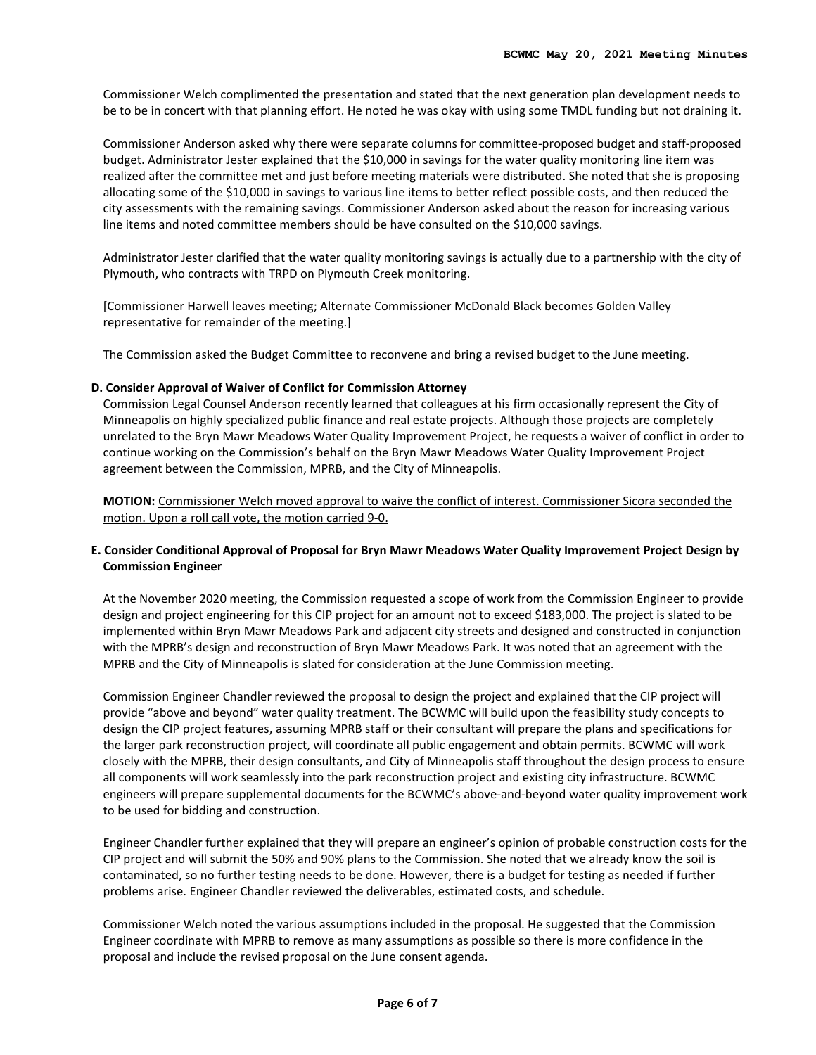Commissioner Welch complimented the presentation and stated that the next generation plan development needs to be to be in concert with that planning effort. He noted he was okay with using some TMDL funding but not draining it.

Commissioner Anderson asked why there were separate columns for committee-proposed budget and staff-proposed budget. Administrator Jester explained that the $10,000 in savings for the water quality monitoring line item was realized after the committee met and just before meeting materials were distributed. She noted that she is proposing allocating some of the $10,000 in savings to various line items to better reflect possible costs, and then reduced the city assessments with the remaining savings. Commissioner Anderson asked about the reason for increasing various line items and noted committee members should be have consulted on the $10,000 savings.

Administrator Jester clarified that the water quality monitoring savings is actually due to a partnership with the city of Plymouth, who contracts with TRPD on Plymouth Creek monitoring.

[Commissioner Harwell leaves meeting; Alternate Commissioner McDonald Black becomes Golden Valley representative for remainder of the meeting.]

The Commission asked the Budget Committee to reconvene and bring a revised budget to the June meeting.

**D. Consider Approval of Waiver of Conflict for Commission Attorney**

Commission Legal Counsel Anderson recently learned that colleagues at his firm occasionally represent the City of Minneapolis on highly specialized public finance and real estate projects. Although those projects are completely unrelated to the Bryn Mawr Meadows Water Quality Improvement Project, he requests a waiver of conflict in order to continue working on the Commission's behalf on the Bryn Mawr Meadows Water Quality Improvement Project agreement between the Commission, MPRB, and the City of Minneapolis.

**MOTION:** Commissioner Welch moved approval to waive the conflict of interest. Commissioner Sicora seconded the motion. Upon a roll call vote, the motion carried 9-0.

**E. Consider Conditional Approval of Proposal for Bryn Mawr Meadows Water Quality Improvement Project Design by Commission Engineer**

At the November 2020 meeting, the Commission requested a scope of work from the Commission Engineer to provide design and project engineering for this CIP project for an amount not to exceed $183,000. The project is slated to be implemented within Bryn Mawr Meadows Park and adjacent city streets and designed and constructed in conjunction with the MPRB's design and reconstruction of Bryn Mawr Meadows Park. It was noted that an agreement with the MPRB and the City of Minneapolis is slated for consideration at the June Commission meeting.

Commission Engineer Chandler reviewed the proposal to design the project and explained that the CIP project will provide "above and beyond" water quality treatment. The BCWMC will build upon the feasibility study concepts to design the CIP project features, assuming MPRB staff or their consultant will prepare the plans and specifications for the larger park reconstruction project, will coordinate all public engagement and obtain permits. BCWMC will work closely with the MPRB, their design consultants, and City of Minneapolis staff throughout the design process to ensure all components will work seamlessly into the park reconstruction project and existing city infrastructure. BCWMC engineers will prepare supplemental documents for the BCWMC's above-and-beyond water quality improvement work to be used for bidding and construction.

Engineer Chandler further explained that they will prepare an engineer's opinion of probable construction costs for the CIP project and will submit the 50% and 90% plans to the Commission. She noted that we already know the soil is contaminated, so no further testing needs to be done. However, there is a budget for testing as needed if further problems arise. Engineer Chandler reviewed the deliverables, estimated costs, and schedule.

Commissioner Welch noted the various assumptions included in the proposal. He suggested that the Commission Engineer coordinate with MPRB to remove as many assumptions as possible so there is more confidence in the proposal and include the revised proposal on the June consent agenda.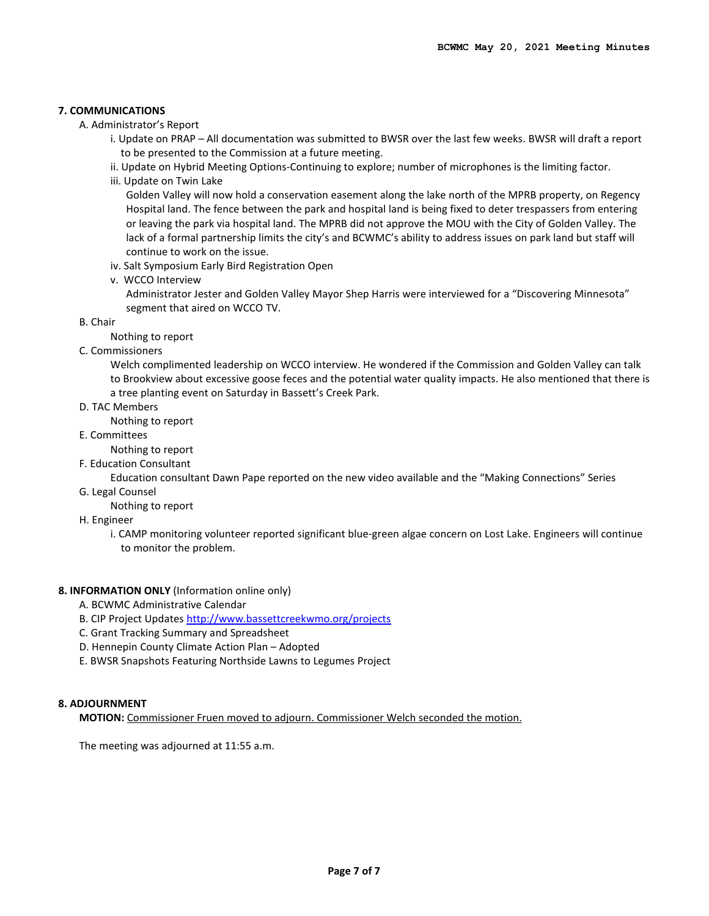## 7. COMMUNICATIONS

A. Administrator's Report

i. Update on PRAP – All documentation was submitted to BWSR over the last few weeks. BWSR will draft a report to be presented to the Commission at a future meeting.

ii. Update on Hybrid Meeting Options-Continuing to explore; number of microphones is the limiting factor.

iii. Update on Twin Lake

Golden Valley will now hold a conservation easement along the lake north of the MPRB property, on Regency Hospital land. The fence between the park and hospital land is being fixed to deter trespassers from entering or leaving the park via hospital land. The MPRB did not approve the MOU with the City of Golden Valley. The lack of a formal partnership limits the city's and BCWMC's ability to address issues on park land but staff will continue to work on the issue.

iv. Salt Symposium Early Bird Registration Open

v. WCCO Interview

Administrator Jester and Golden Valley Mayor Shep Harris were interviewed for a "Discovering Minnesota" segment that aired on WCCO TV.

B. Chair

Nothing to report

C. Commissioners

Welch complimented leadership on WCCO interview. He wondered if the Commission and Golden Valley can talk to Brookview about excessive goose feces and the potential water quality impacts. He also mentioned that there is a tree planting event on Saturday in Bassett's Creek Park.

D. TAC Members

Nothing to report

E. Committees

Nothing to report

F. Education Consultant

Education consultant Dawn Pape reported on the new video available and the "Making Connections" Series

G. Legal Counsel

Nothing to report

H. Engineer

i. CAMP monitoring volunteer reported significant blue-green algae concern on Lost Lake. Engineers will continue to monitor the problem.

## 8. INFORMATION ONLY (Information online only)

A. BCWMC Administrative Calendar

B. CIP Project Updates http://www.bassettcreekwmo.org/projects

C. Grant Tracking Summary and Spreadsheet

D. Hennepin County Climate Action Plan – Adopted

E. BWSR Snapshots Featuring Northside Lawns to Legumes Project

## 8. ADJOURNMENT

**MOTION:** Commissioner Fruen moved to adjourn. Commissioner Welch seconded the motion.

The meeting was adjourned at 11:55 a.m.